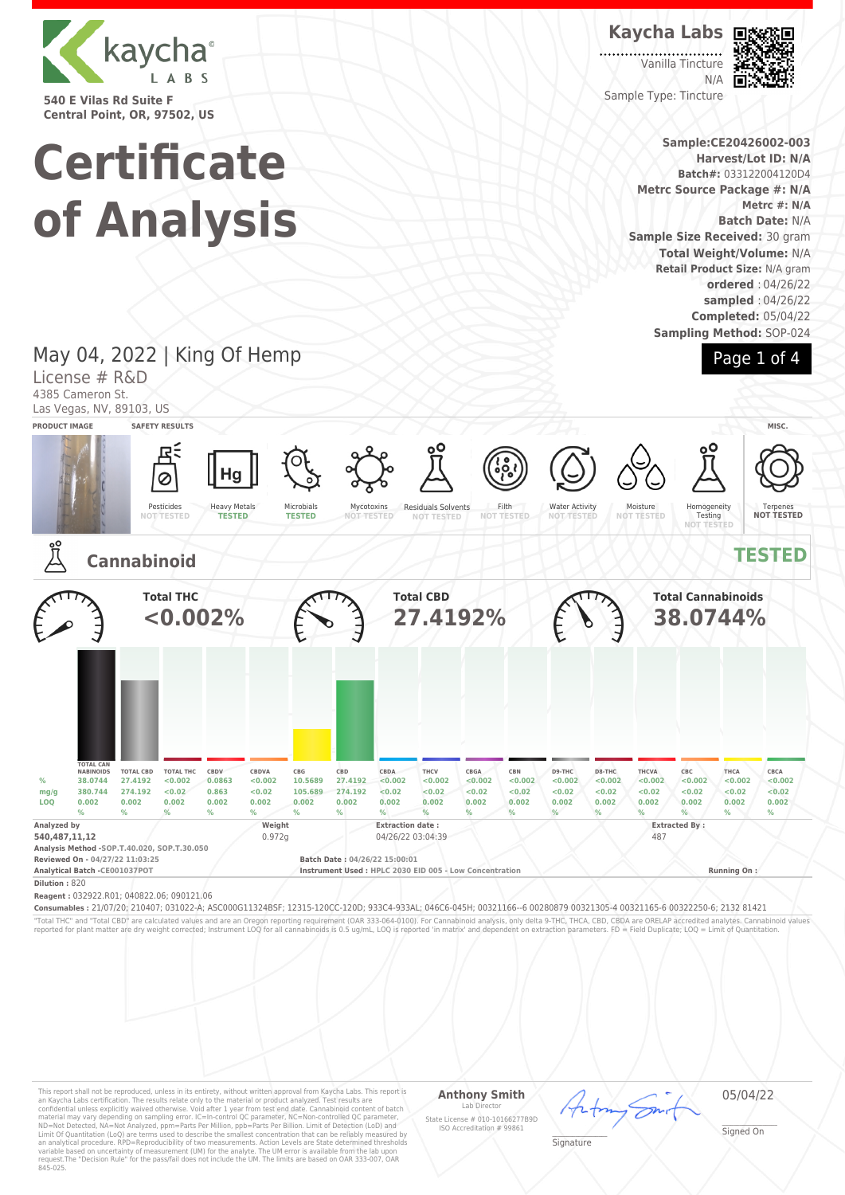kaycha LABS

540 E Vilas Rd Suite F
Central Point, OR, 97502, US

# Certificate of Analysis

**Kaycha Labs**
Vanilla Tincture
N/A
Sample Type: Tincture

**Sample:CE20426002-003**
**Harvest/Lot ID: N/A**
**Batch#:** 033122004120D4
**Metrc Source Package #: N/A**
**Metrc #: N/A**
**Batch Date:** N/A
**Sample Size Received:** 30 gram
**Total Weight/Volume:** N/A
**Retail Product Size:** N/A gram
**ordered** : 04/26/22
**sampled** : 04/26/22
**Completed:** 05/04/22
**Sampling Method:** SOP-024

May 04, 2022 | King Of Hemp
License # R&D
4385 Cameron St.
Las Vegas, NV, 89103, US

**PRODUCT IMAGE** | **SAFETY RESULTS** | **MISC.**

| Pesticides | Heavy Metals | Microbials | Mycotoxins | Residuals Solvents | Filth | Water Activity | Moisture | Homogeneity Testing | Terpenes |
|---|---|---|---|---|---|---|---|---|---|
| NOT TESTED | TESTED | TESTED | NOT TESTED | NOT TESTED | NOT TESTED | NOT TESTED | NOT TESTED | NOT TESTED | NOT TESTED |

## Cannabinoid — TESTED

**Total THC** <0.002%

**Total CBD** 27.4192%

**Total Cannabinoids** 38.0744%

| | TOTAL CANNABINOIDS | TOTAL CBD | TOTAL THC | CBDV | CBDVA | CBG | CBD | CBDA | THCV | CBGA | CBN | D9-THC | D8-THC | THCVA | CBC | THCA | CBCA |
|---|---|---|---|---|---|---|---|---|---|---|---|---|---|---|---|---|---|
| % | 38.0744 | 27.4192 | <0.002 | 0.0863 | <0.002 | 10.5689 | 27.4192 | <0.002 | <0.002 | <0.002 | <0.002 | <0.002 | <0.002 | <0.002 | <0.002 | <0.002 | <0.002 |
| mg/g | 380.744 | 274.192 | <0.02 | 0.863 | <0.02 | 105.689 | 274.192 | <0.02 | <0.02 | <0.02 | <0.02 | <0.02 | <0.02 | <0.02 | <0.02 | <0.02 | <0.02 |
| LOQ | 0.002 % | 0.002 % | 0.002 % | 0.002 % | 0.002 % | 0.002 % | 0.002 % | 0.002 % | 0.002 % | 0.002 % | 0.002 % | 0.002 % | 0.002 % | 0.002 % | 0.002 % | 0.002 % | 0.002 % |

**Analyzed by**
540,487,11,12

**Weight**
0.972g

**Extraction date :**
04/26/22 03:04:39

**Extracted By :**
487

**Analysis Method** -SOP.T.40.020, SOP.T.30.050
**Reviewed On** - 04/27/22 11:03:25
**Analytical Batch** -CE001037POT
**Batch Date :** 04/26/22 15:00:01
**Instrument Used :** HPLC 2030 EID 005 - Low Concentration
**Running On :**
**Dilution :** 820
**Reagent :** 032922.R01; 040822.06; 090121.06
**Consumables :** 21/07/20; 210407; 031022-A; ASC000G11324BSF; 12315-120CC-120D; 933C4-933AL; 046C6-045H; 00321166--6 00280879 00321305-4 00321165-6 00322250-6; 2132 81421

"Total THC" and "Total CBD" are calculated values and are an Oregon reporting requirement (OAR 333-064-0100). For Cannabinoid analysis, only delta 9-THC, THCA, CBD, CBDA are ORELAP accredited analytes. Cannabinoid values reported for plant matter are dry weight corrected; Instrument LOQ for all cannabinoids is 0.5 ug/mL, LOQ is reported 'in matrix' and dependent on extraction parameters. FD = Field Duplicate; LOQ = Limit of Quantitation.

This report shall not be reproduced, unless in its entirety, without written approval from Kaycha Labs. This report is an Kaycha Labs certification. The results relate only to the material or product analyzed. Test results are confidential unless explicitly waived otherwise. Void after 1 year from test end date. Cannabinoid content of batch material may vary depending on sampling error. IC=In-control QC parameter, NC=Non-controlled QC parameter, ND=Not Detected, NA=Not Analyzed, ppm=Parts Per Million, ppb=Parts Per Billion. Limit of Detection (LoD) and Limit Of Quantitation (LoQ) are terms used to describe the smallest concentration that can be reliably measured by an analytical procedure. RPD=Reproducibility of two measurements. Action Levels are State determined thresholds variable based on uncertainty of measurement (UM) for the analyte. The UM error is available from the lab upon request.The "Decision Rule" for the pass/fail does not include the UM. The limits are based on OAR 333-007, OAR 845-025.

**Anthony Smith**
Lab Director
State License # 010-10166277B9D
ISO Accreditation # 99861

Signature

05/04/22
Signed On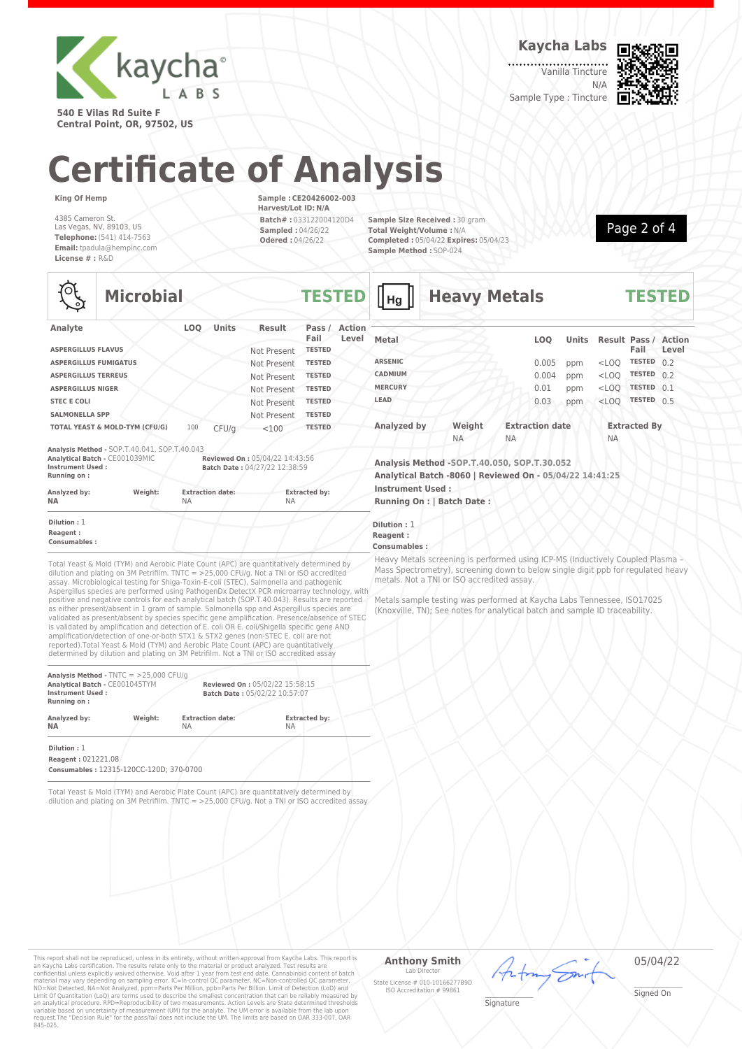**Kaycha Labs**

Vanilla Tincture
N/A
Sample Type : Tincture

540 E Vilas Rd Suite F
Central Point, OR, 97502, US

# Certificate of Analysis

**King Of Hemp**

4385 Cameron St.
Las Vegas, NV, 89103, US
**Telephone:** (541) 414-7563
**Email:** tpadula@hempinc.com
**License # :** R&D

**Sample : CE20426002-003**
**Harvest/Lot ID: N/A**
**Batch# :** 033122004120D4
**Sampled :** 04/26/22
**Odered :** 04/26/22

**Sample Size Received :** 30 gram
**Total Weight/Volume :** N/A
**Completed :** 05/04/22 **Expires:** 05/04/23
**Sample Method :** SOP-024

## Microbial — TESTED

| Analyte | LOQ | Units | Result | Pass / Fail | Action Level |
|---|---|---|---|---|---|
| ASPERGILLUS FLAVUS | | | Not Present | TESTED | |
| ASPERGILLUS FUMIGATUS | | | Not Present | TESTED | |
| ASPERGILLUS TERREUS | | | Not Present | TESTED | |
| ASPERGILLUS NIGER | | | Not Present | TESTED | |
| STEC E COLI | | | Not Present | TESTED | |
| SALMONELLA SPP | | | Not Present | TESTED | |
| TOTAL YEAST & MOLD-TYM (CFU/G) | 100 | CFU/g | <100 | TESTED | |

**Analysis Method -** SOP.T.40.041, SOP.T.40.043
**Analytical Batch -** CE001039MIC
**Instrument Used :**
**Running on :**
**Reviewed On :** 05/04/22 14:43:56
**Batch Date :** 04/27/22 12:38:59

| Analyzed by: | Weight: | Extraction date: | Extracted by: |
|---|---|---|---|
| NA | | NA | NA |

**Dilution :** 1
**Reagent :**
**Consumables :**

Total Yeast & Mold (TYM) and Aerobic Plate Count (APC) are quantitatively determined by dilution and plating on 3M Petrifilm. TNTC = >25,000 CFU/g. Not a TNI or ISO accredited assay. Microbiological testing for Shiga-Toxin-E-coli (STEC), Salmonella and pathogenic Aspergillus species are performed using PathogenDx DetectX PCR microarray technology, with positive and negative controls for each analytical batch (SOP.T.40.043). Results are reported as either present/absent in 1 gram of sample. Salmonella spp and Aspergillus species are validated as present/absent by species specific gene amplification. Presence/absence of STEC is validated by amplification and detection of E. coli OR E. coli/Shigella specific gene AND amplification/detection of one-or-both STX1 & STX2 genes (non-STEC E. coli are not reported).Total Yeast & Mold (TYM) and Aerobic Plate Count (APC) are quantitatively determined by dilution and plating on 3M Petrifilm. Not a TNI or ISO accredited assay

**Analysis Method -** TNTC = >25,000 CFU/g
**Analytical Batch -** CE001045TYM
**Instrument Used :**
**Running on :**
**Reviewed On :** 05/02/22 15:58:15
**Batch Date :** 05/02/22 10:57:07

| Analyzed by: | Weight: | Extraction date: | Extracted by: |
|---|---|---|---|
| NA | | NA | NA |

**Dilution :** 1
**Reagent :** 021221.08
**Consumables :** 12315-120CC-120D; 370-0700

Total Yeast & Mold (TYM) and Aerobic Plate Count (APC) are quantitatively determined by dilution and plating on 3M Petrifilm. TNTC = >25,000 CFU/g. Not a TNI or ISO accredited assay

## Heavy Metals — TESTED

| Metal | LOQ | Units | Result | Pass / Fail | Action Level |
|---|---|---|---|---|---|
| ARSENIC | 0.005 | ppm | <LOQ | TESTED | 0.2 |
| CADMIUM | 0.004 | ppm | <LOQ | TESTED | 0.2 |
| MERCURY | 0.01 | ppm | <LOQ | TESTED | 0.1 |
| LEAD | 0.03 | ppm | <LOQ | TESTED | 0.5 |

| Analyzed by | Weight | Extraction date | Extracted By |
|---|---|---|---|
| | NA | NA | NA |

**Analysis Method -SOP.T.40.050, SOP.T.30.052**
**Analytical Batch -8060 | Reviewed On - 05/04/22 14:41:25**
**Instrument Used :**
**Running On : | Batch Date :**

**Dilution :** 1
**Reagent :**
**Consumables :**

Heavy Metals screening is performed using ICP-MS (Inductively Coupled Plasma – Mass Spectrometry), screening down to below single digit ppb for regulated heavy metals. Not a TNI or ISO accredited assay.

Metals sample testing was performed at Kaycha Labs Tennessee, ISO17025 (Knoxville, TN); See notes for analytical batch and sample ID traceability.

This report shall not be reproduced, unless in its entirety, without written approval from Kaycha Labs. This report is an Kaycha Labs certification. The results relate only to the material or product analyzed. Test results are confidential unless explicitly waived otherwise. Void after 1 year from test end date. Cannabinoid content of batch material may vary depending on sampling error. IC=In-control QC parameter, NC=Non-controlled QC parameter, ND=Not Detected, NA=Not Analyzed, ppm=Parts Per Million, ppb=Parts Per Billion. Limit of Detection (LoD) and Limit Of Quantitation (LoQ) are terms used to describe the smallest concentration that can be reliably measured by an analytical procedure. RPD=Reproducibility of two measurements. Action Levels are State determined thresholds variable based on uncertainty of measurement (UM) for the analyte. The UM error is available from the lab upon request.The "Decision Rule" for the pass/fail does not include the UM. The limits are based on OAR 333-007, OAR 845-025.

**Anthony Smith**
Lab Director
State License # 010-10166277B9D
ISO Accreditation # 99861

Signature

05/04/22
Signed On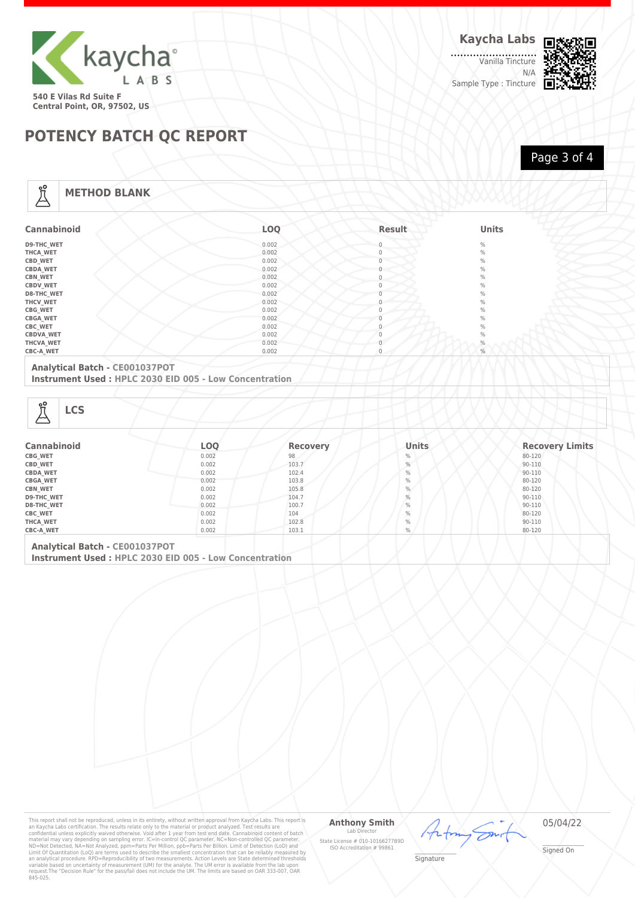kaycha LABS

540 E Vilas Rd Suite F
Central Point, OR, 97502, US

**Kaycha Labs**

Vanilla Tincture
N/A
Sample Type : Tincture

# POTENCY BATCH QC REPORT

## METHOD BLANK

| Cannabinoid | LOQ | Result | Units |
|---|---|---|---|
| D9-THC_WET | 0.002 | 0 | % |
| THCA_WET | 0.002 | 0 | % |
| CBD_WET | 0.002 | 0 | % |
| CBDA_WET | 0.002 | 0 | % |
| CBN_WET | 0.002 | 0 | % |
| CBDV_WET | 0.002 | 0 | % |
| D8-THC_WET | 0.002 | 0 | % |
| THCV_WET | 0.002 | 0 | % |
| CBG_WET | 0.002 | 0 | % |
| CBGA_WET | 0.002 | 0 | % |
| CBC_WET | 0.002 | 0 | % |
| CBDVA_WET | 0.002 | 0 | % |
| THCVA_WET | 0.002 | 0 | % |
| CBC-A_WET | 0.002 | 0 | % |

**Analytical Batch -** CE001037POT
**Instrument Used :** HPLC 2030 EID 005 - Low Concentration

## LCS

| Cannabinoid | LOQ | Recovery | Units | Recovery Limits |
|---|---|---|---|---|
| CBG_WET | 0.002 | 98 | % | 80-120 |
| CBD_WET | 0.002 | 103.7 | % | 90-110 |
| CBDA_WET | 0.002 | 102.4 | % | 90-110 |
| CBGA_WET | 0.002 | 103.8 | % | 80-120 |
| CBN_WET | 0.002 | 105.8 | % | 80-120 |
| D9-THC_WET | 0.002 | 104.7 | % | 90-110 |
| D8-THC_WET | 0.002 | 100.7 | % | 90-110 |
| CBC_WET | 0.002 | 104 | % | 80-120 |
| THCA_WET | 0.002 | 102.8 | % | 90-110 |
| CBC-A_WET | 0.002 | 103.1 | % | 80-120 |

**Analytical Batch -** CE001037POT
**Instrument Used :** HPLC 2030 EID 005 - Low Concentration

This report shall not be reproduced, unless in its entirety, without written approval from Kaycha Labs. This report is an Kaycha Labs certification. The results relate only to the material or product analyzed. Test results are confidential unless explicitly waived otherwise. Void after 1 year from test end date. Cannabinoid content of batch material may vary depending on sampling error. IC=In-control QC parameter, NC=Non-controlled QC parameter, ND=Not Detected, NA=Not Analyzed, ppm=Parts Per Million, ppb=Parts Per Billion. Limit of Detection (LoD) and Limit Of Quantitation (LoQ) are terms used to describe the smallest concentration that can be reliably measured by an analytical procedure. RPD=Reproducibility of two measurements. Action Levels are State determined thresholds variable based on uncertainty of measurement (UM) for the analyte. The UM error is available from the lab upon request.The "Decision Rule" for the pass/fail does not include the UM. The limits are based on OAR 333-007, OAR 845-025.

**Anthony Smith**
Lab Director
State License # 010-10166277B9D
ISO Accreditation # 99861

Signature

05/04/22
Signed On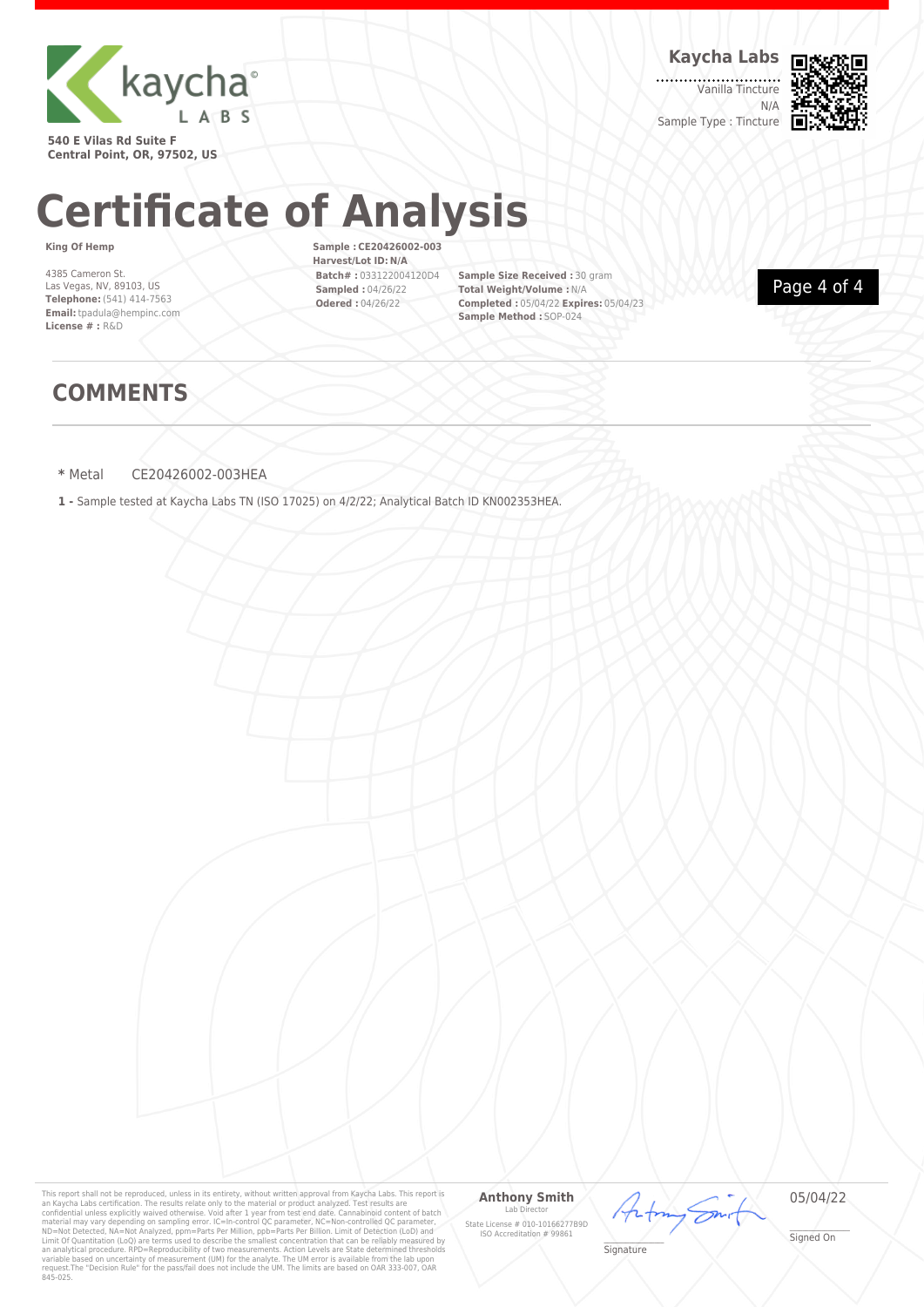Kaycha Labs

540 E Vilas Rd Suite F
Central Point, OR, 97502, US

**Kaycha Labs**
Vanilla Tincture
N/A
Sample Type : Tincture

# Certificate of Analysis

**King Of Hemp**

4385 Cameron St.
Las Vegas, NV, 89103, US
**Telephone:** (541) 414-7563
**Email:** tpadula@hempinc.com
**License # :** R&D

**Sample : CE20426002-003**
**Harvest/Lot ID: N/A**
**Batch# :** 03312200412OD4
**Sampled :** 04/26/22
**Odered :** 04/26/22

**Sample Size Received :** 30 gram
**Total Weight/Volume :** N/A
**Completed :** 05/04/22 **Expires:** 05/04/23
**Sample Method :** SOP-024

## COMMENTS

\* Metal CE20426002-003HEA

**1 -** Sample tested at Kaycha Labs TN (ISO 17025) on 4/2/22; Analytical Batch ID KN002353HEA.

This report shall not be reproduced, unless in its entirety, without written approval from Kaycha Labs. This report is an Kaycha Labs certification. The results relate only to the material or product analyzed. Test results are confidential unless explicitly waived otherwise. Void after 1 year from test end date. Cannabinoid content of batch material may vary depending on sampling error. IC=In-control QC parameter, NC=Non-controlled QC parameter, ND=Not Detected, NA=Not Analyzed, ppm=Parts Per Million, ppb=Parts Per Billion. Limit of Detection (LoD) and Limit Of Quantitation (LoQ) are terms used to describe the smallest concentration that can be reliably measured by an analytical procedure. RPD=Reproducibility of two measurements. Action Levels are State determined thresholds variable based on uncertainty of measurement (UM) for the analyte. The UM error is available from the lab upon request.The "Decision Rule" for the pass/fail does not include the UM. The limits are based on OAR 333-007, OAR 845-025.

**Anthony Smith**
Lab Director
State License # 010-10166277B9D
ISO Accreditation # 99861

Signature

05/04/22
Signed On